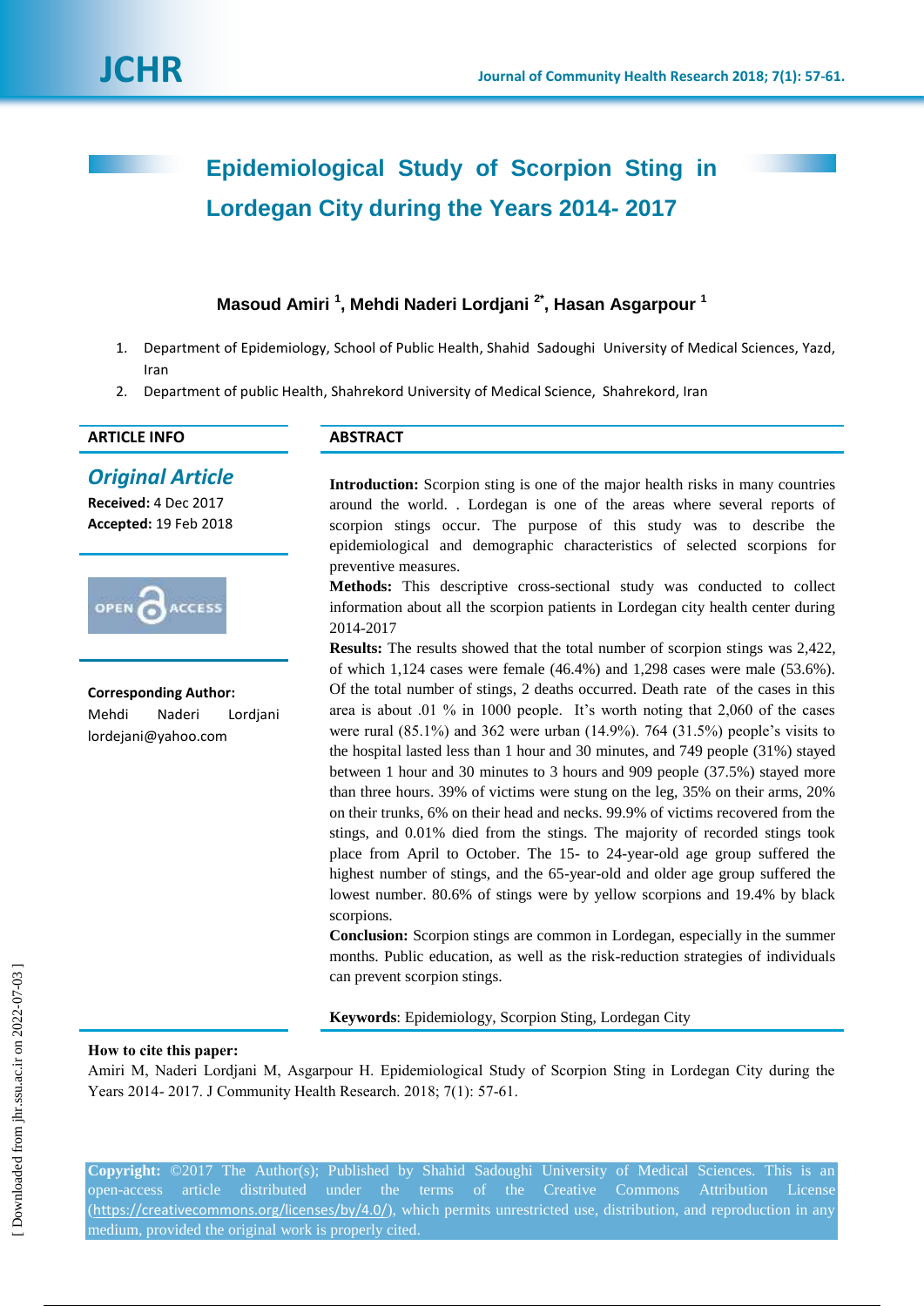# Epidemiological Study of Scorpion Sting in Lordegan City during the Years 2014- 2017

**Masoud Amiri [1], Mehdi Naderi Lordjani [2*], Hasan Asgarpour [1]**

1. Department of Epidemiology, School of Public Health, Shahid Sadoughi University of Medical Sciences, Yazd, Iran
2. Department of public Health, Shahrekord University of Medical Science, Shahrekord, Iran

## ARTICLE INFO

***Original Article***

**Received:** 4 Dec 2017
**Accepted:** 19 Feb 2018

OPEN ACCESS

**Corresponding Author:**
Mehdi Naderi Lordjani
lordejani@yahoo.com

## ABSTRACT

**Introduction:** Scorpion sting is one of the major health risks in many countries around the world. . Lordegan is one of the areas where several reports of scorpion stings occur. The purpose of this study was to describe the epidemiological and demographic characteristics of selected scorpions for preventive measures.

**Methods:** This descriptive cross-sectional study was conducted to collect information about all the scorpion patients in Lordegan city health center during 2014-2017

**Results:** The results showed that the total number of scorpion stings was 2,422, of which 1,124 cases were female (46.4%) and 1,298 cases were male (53.6%). Of the total number of stings, 2 deaths occurred. Death rate of the cases in this area is about .01 % in 1000 people. It's worth noting that 2,060 of the cases were rural (85.1%) and 362 were urban (14.9%). 764 (31.5%) people's visits to the hospital lasted less than 1 hour and 30 minutes, and 749 people (31%) stayed between 1 hour and 30 minutes to 3 hours and 909 people (37.5%) stayed more than three hours. 39% of victims were stung on the leg, 35% on their arms, 20% on their trunks, 6% on their head and necks. 99.9% of victims recovered from the stings, and 0.01% died from the stings. The majority of recorded stings took place from April to October. The 15- to 24-year-old age group suffered the highest number of stings, and the 65-year-old and older age group suffered the lowest number. 80.6% of stings were by yellow scorpions and 19.4% by black scorpions.

**Conclusion:** Scorpion stings are common in Lordegan, especially in the summer months. Public education, as well as the risk-reduction strategies of individuals can prevent scorpion stings.

**Keywords**: Epidemiology, Scorpion Sting, Lordegan City

**How to cite this paper:**
Amiri M, Naderi Lordjani M, Asgarpour H. Epidemiological Study of Scorpion Sting in Lordegan City during the Years 2014- 2017. J Community Health Research. 2018; 7(1): 57-61.

**Copyright:** ©2017 The Author(s); Published by Shahid Sadoughi University of Medical Sciences. This is an open-access article distributed under the terms of the Creative Commons Attribution License (https://creativecommons.org/licenses/by/4.0/), which permits unrestricted use, distribution, and reproduction in any medium, provided the original work is properly cited.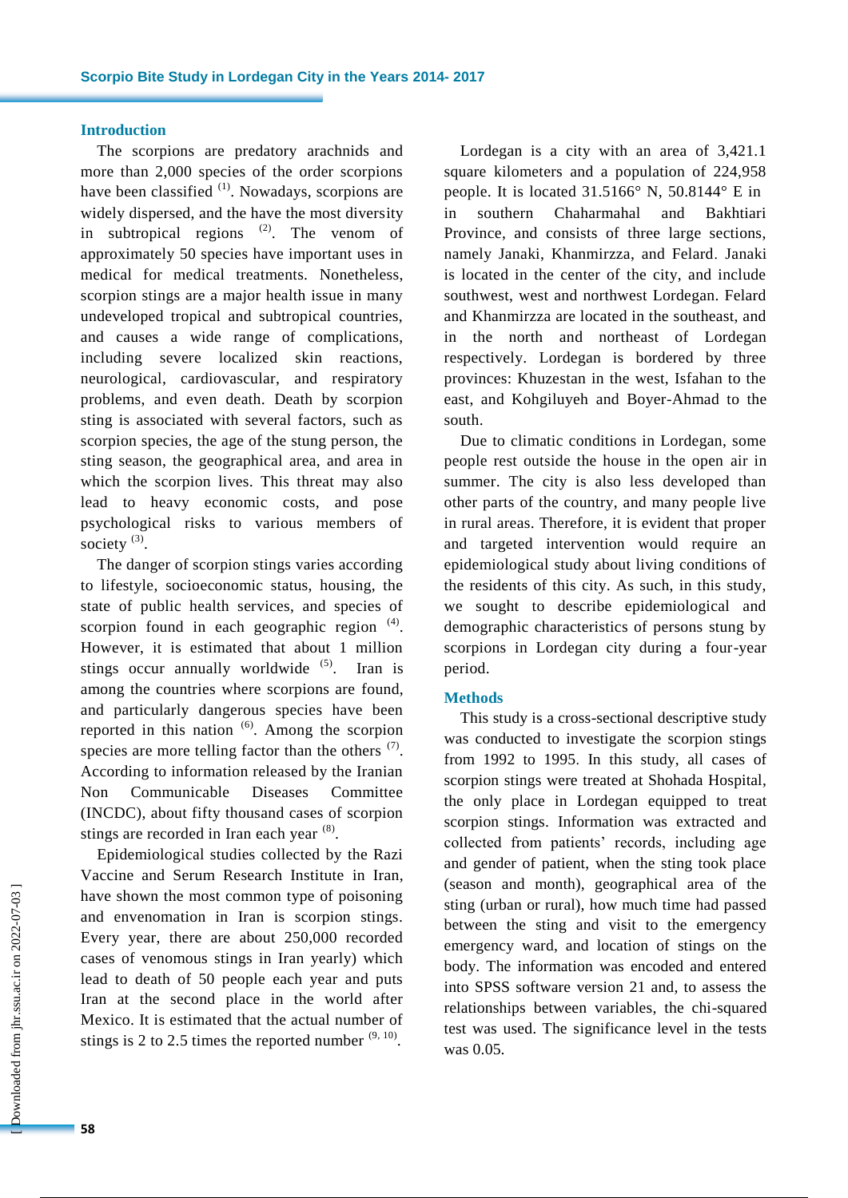## Introduction

The scorpions are predatory arachnids and more than 2,000 species of the order scorpions have been classified [1]. Nowadays, scorpions are widely dispersed, and the have the most diversity in subtropical regions [2]. The venom of approximately 50 species have important uses in medical for medical treatments. Nonetheless, scorpion stings are a major health issue in many undeveloped tropical and subtropical countries, and causes a wide range of complications, including severe localized skin reactions, neurological, cardiovascular, and respiratory problems, and even death. Death by scorpion sting is associated with several factors, such as scorpion species, the age of the stung person, the sting season, the geographical area, and area in which the scorpion lives. This threat may also lead to heavy economic costs, and pose psychological risks to various members of society [3].

The danger of scorpion stings varies according to lifestyle, socioeconomic status, housing, the state of public health services, and species of scorpion found in each geographic region [4]. However, it is estimated that about 1 million stings occur annually worldwide [5]. Iran is among the countries where scorpions are found, and particularly dangerous species have been reported in this nation [6]. Among the scorpion species are more telling factor than the others [7]. According to information released by the Iranian Non Communicable Diseases Committee (INCDC), about fifty thousand cases of scorpion stings are recorded in Iran each year [8].

Epidemiological studies collected by the Razi Vaccine and Serum Research Institute in Iran, have shown the most common type of poisoning and envenomation in Iran is scorpion stings. Every year, there are about 250,000 recorded cases of venomous stings in Iran yearly) which lead to death of 50 people each year and puts Iran at the second place in the world after Mexico. It is estimated that the actual number of stings is 2 to 2.5 times the reported number [9, 10].

Lordegan is a city with an area of 3,421.1 square kilometers and a population of 224,958 people. It is located 31.5166° N, 50.8144° E in in southern Chaharmahal and Bakhtiari Province, and consists of three large sections, namely Janaki, Khanmirzza, and Felard. Janaki is located in the center of the city, and include southwest, west and northwest Lordegan. Felard and Khanmirzza are located in the southeast, and in the north and northeast of Lordegan respectively. Lordegan is bordered by three provinces: Khuzestan in the west, Isfahan to the east, and Kohgiluyeh and Boyer-Ahmad to the south.

Due to climatic conditions in Lordegan, some people rest outside the house in the open air in summer. The city is also less developed than other parts of the country, and many people live in rural areas. Therefore, it is evident that proper and targeted intervention would require an epidemiological study about living conditions of the residents of this city. As such, in this study, we sought to describe epidemiological and demographic characteristics of persons stung by scorpions in Lordegan city during a four-year period.

## Methods

This study is a cross-sectional descriptive study was conducted to investigate the scorpion stings from 1992 to 1995. In this study, all cases of scorpion stings were treated at Shohada Hospital, the only place in Lordegan equipped to treat scorpion stings. Information was extracted and collected from patients' records, including age and gender of patient, when the sting took place (season and month), geographical area of the sting (urban or rural), how much time had passed between the sting and visit to the emergency emergency ward, and location of stings on the body. The information was encoded and entered into SPSS software version 21 and, to assess the relationships between variables, the chi-squared test was used. The significance level in the tests was 0.05.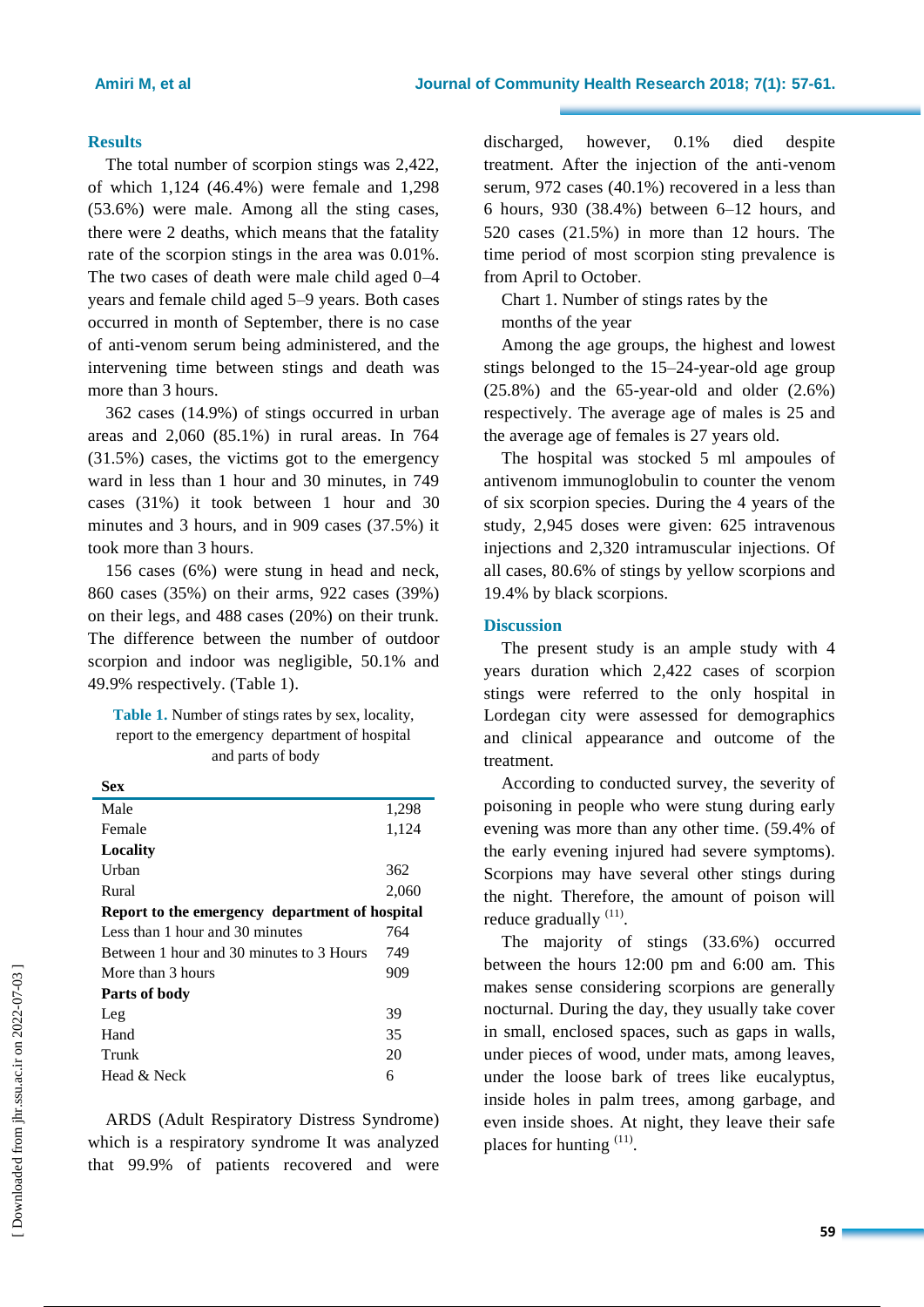## Results

The total number of scorpion stings was 2,422, of which 1,124 (46.4%) were female and 1,298 (53.6%) were male. Among all the sting cases, there were 2 deaths, which means that the fatality rate of the scorpion stings in the area was 0.01%. The two cases of death were male child aged 0–4 years and female child aged 5–9 years. Both cases occurred in month of September, there is no case of anti-venom serum being administered, and the intervening time between stings and death was more than 3 hours.

362 cases (14.9%) of stings occurred in urban areas and 2,060 (85.1%) in rural areas. In 764 (31.5%) cases, the victims got to the emergency ward in less than 1 hour and 30 minutes, in 749 cases (31%) it took between 1 hour and 30 minutes and 3 hours, and in 909 cases (37.5%) it took more than 3 hours.

156 cases (6%) were stung in head and neck, 860 cases (35%) on their arms, 922 cases (39%) on their legs, and 488 cases (20%) on their trunk. The difference between the number of outdoor scorpion and indoor was negligible, 50.1% and 49.9% respectively. (Table 1).

**Table 1.** Number of stings rates by sex, locality, report to the emergency department of hospital and parts of body

| **Sex** | |
|---|---|
| Male | 1,298 |
| Female | 1,124 |
| **Locality** | |
| Urban | 362 |
| Rural | 2,060 |
| **Report to the emergency department of hospital** | |
| Less than 1 hour and 30 minutes | 764 |
| Between 1 hour and 30 minutes to 3 Hours | 749 |
| More than 3 hours | 909 |
| **Parts of body** | |
| Leg | 39 |
| Hand | 35 |
| Trunk | 20 |
| Head & Neck | 6 |

ARDS (Adult Respiratory Distress Syndrome) which is a respiratory syndrome It was analyzed that 99.9% of patients recovered and were discharged, however, 0.1% died despite treatment. After the injection of the anti-venom serum, 972 cases (40.1%) recovered in a less than 6 hours, 930 (38.4%) between 6–12 hours, and 520 cases (21.5%) in more than 12 hours. The time period of most scorpion sting prevalence is from April to October.

Chart 1. Number of stings rates by the months of the year

Among the age groups, the highest and lowest stings belonged to the 15–24-year-old age group (25.8%) and the 65-year-old and older (2.6%) respectively. The average age of males is 25 and the average age of females is 27 years old.

The hospital was stocked 5 ml ampoules of antivenom immunoglobulin to counter the venom of six scorpion species. During the 4 years of the study, 2,945 doses were given: 625 intravenous injections and 2,320 intramuscular injections. Of all cases, 80.6% of stings by yellow scorpions and 19.4% by black scorpions.

## Discussion

The present study is an ample study with 4 years duration which 2,422 cases of scorpion stings were referred to the only hospital in Lordegan city were assessed for demographics and clinical appearance and outcome of the treatment.

According to conducted survey, the severity of poisoning in people who were stung during early evening was more than any other time. (59.4% of the early evening injured had severe symptoms). Scorpions may have several other stings during the night. Therefore, the amount of poison will reduce gradually [11].

The majority of stings (33.6%) occurred between the hours 12:00 pm and 6:00 am. This makes sense considering scorpions are generally nocturnal. During the day, they usually take cover in small, enclosed spaces, such as gaps in walls, under pieces of wood, under mats, among leaves, under the loose bark of trees like eucalyptus, inside holes in palm trees, among garbage, and even inside shoes. At night, they leave their safe places for hunting [11].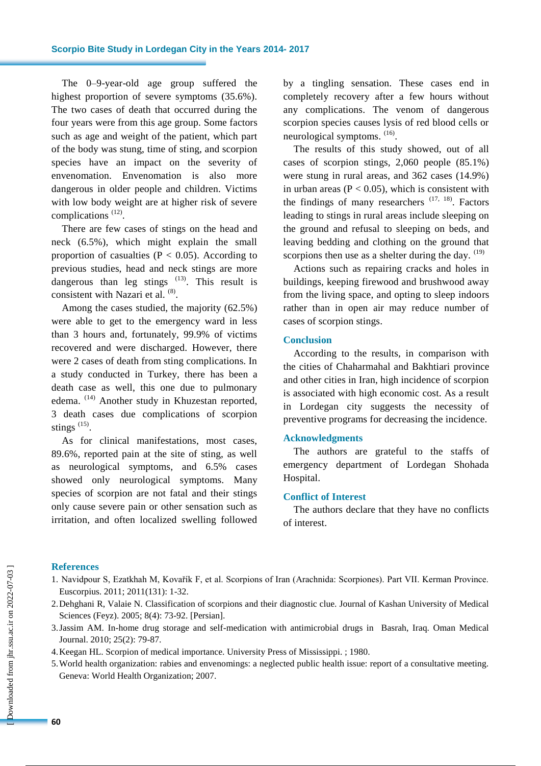The 0–9-year-old age group suffered the highest proportion of severe symptoms (35.6%). The two cases of death that occurred during the four years were from this age group. Some factors such as age and weight of the patient, which part of the body was stung, time of sting, and scorpion species have an impact on the severity of envenomation. Envenomation is also more dangerous in older people and children. Victims with low body weight are at higher risk of severe complications [12].

There are few cases of stings on the head and neck (6.5%), which might explain the small proportion of casualties ($P < 0.05$). According to previous studies, head and neck stings are more dangerous than leg stings [13]. This result is consistent with Nazari et al. [8].

Among the cases studied, the majority (62.5%) were able to get to the emergency ward in less than 3 hours and, fortunately, 99.9% of victims recovered and were discharged. However, there were 2 cases of death from sting complications. In a study conducted in Turkey, there has been a death case as well, this one due to pulmonary edema. [14] Another study in Khuzestan reported, 3 death cases due complications of scorpion stings [15].

As for clinical manifestations, most cases, 89.6%, reported pain at the site of sting, as well as neurological symptoms, and 6.5% cases showed only neurological symptoms. Many species of scorpion are not fatal and their stings only cause severe pain or other sensation such as irritation, and often localized swelling followed by a tingling sensation. These cases end in completely recovery after a few hours without any complications. The venom of dangerous scorpion species causes lysis of red blood cells or neurological symptoms. [16].

The results of this study showed, out of all cases of scorpion stings, 2,060 people (85.1%) were stung in rural areas, and 362 cases (14.9%) in urban areas ($P < 0.05$), which is consistent with the findings of many researchers [17, 18]. Factors leading to stings in rural areas include sleeping on the ground and refusal to sleeping on beds, and leaving bedding and clothing on the ground that scorpions then use as a shelter during the day. [19]

Actions such as repairing cracks and holes in buildings, keeping firewood and brushwood away from the living space, and opting to sleep indoors rather than in open air may reduce number of cases of scorpion stings.

## Conclusion

According to the results, in comparison with the cities of Chaharmahal and Bakhtiari province and other cities in Iran, high incidence of scorpion is associated with high economic cost. As a result in Lordegan city suggests the necessity of preventive programs for decreasing the incidence.

## Acknowledgments

The authors are grateful to the staffs of emergency department of Lordegan Shohada Hospital.

## Conflict of Interest

The authors declare that they have no conflicts of interest.

## References

1. Navidpour S, Ezatkhah M, Kovařík F, et al. Scorpions of Iran (Arachnida: Scorpiones). Part VII. Kerman Province. Euscorpius. 2011; 2011(131): 1-32.
2. Dehghani R, Valaie N. Classification of scorpions and their diagnostic clue. Journal of Kashan University of Medical Sciences (Feyz). 2005; 8(4): 73-92. [Persian].
3. Jassim AM. In-home drug storage and self-medication with antimicrobial drugs in Basrah, Iraq. Oman Medical Journal. 2010; 25(2): 79-87.
4. Keegan HL. Scorpion of medical importance. University Press of Mississippi. ; 1980.
5. World health organization: rabies and envenomings: a neglected public health issue: report of a consultative meeting. Geneva: World Health Organization; 2007.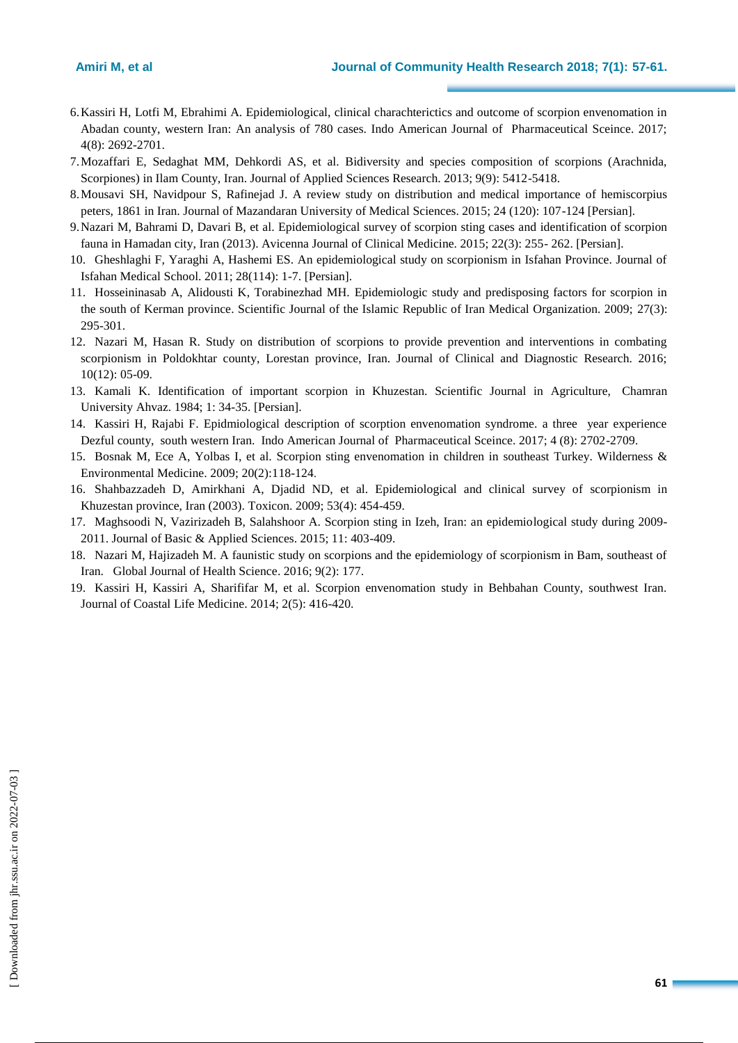6. Kassiri H, Lotfi M, Ebrahimi A. Epidemiological, clinical charachterictics and outcome of scorpion envenomation in Abadan county, western Iran: An analysis of 780 cases. Indo American Journal of Pharmaceutical Sceince. 2017; 4(8): 2692-2701.
7. Mozaffari E, Sedaghat MM, Dehkordi AS, et al. Bidiversity and species composition of scorpions (Arachnida, Scorpiones) in Ilam County, Iran. Journal of Applied Sciences Research. 2013; 9(9): 5412-5418.
8. Mousavi SH, Navidpour S, Rafinejad J. A review study on distribution and medical importance of hemiscorpius peters, 1861 in Iran. Journal of Mazandaran University of Medical Sciences. 2015; 24 (120): 107-124 [Persian].
9. Nazari M, Bahrami D, Davari B, et al. Epidemiological survey of scorpion sting cases and identification of scorpion fauna in Hamadan city, Iran (2013). Avicenna Journal of Clinical Medicine. 2015; 22(3): 255- 262. [Persian].
10. Gheshlaghi F, Yaraghi A, Hashemi ES. An epidemiological study on scorpionism in Isfahan Province. Journal of Isfahan Medical School. 2011; 28(114): 1-7. [Persian].
11. Hosseininasab A, Alidousti K, Torabinezhad MH. Epidemiologic study and predisposing factors for scorpion in the south of Kerman province. Scientific Journal of the Islamic Republic of Iran Medical Organization. 2009; 27(3): 295-301.
12. Nazari M, Hasan R. Study on distribution of scorpions to provide prevention and interventions in combating scorpionism in Poldokhtar county, Lorestan province, Iran. Journal of Clinical and Diagnostic Research. 2016; 10(12): 05-09.
13. Kamali K. Identification of important scorpion in Khuzestan. Scientific Journal in Agriculture, Chamran University Ahvaz. 1984; 1: 34-35. [Persian].
14. Kassiri H, Rajabi F. Epidmiological description of scorption envenomation syndrome. a three year experience Dezful county, south western Iran. Indo American Journal of Pharmaceutical Sceince. 2017; 4 (8): 2702-2709.
15. Bosnak M, Ece A, Yolbas I, et al. Scorpion sting envenomation in children in southeast Turkey. Wilderness & Environmental Medicine. 2009; 20(2):118-124.
16. Shahbazzadeh D, Amirkhani A, Djadid ND, et al. Epidemiological and clinical survey of scorpionism in Khuzestan province, Iran (2003). Toxicon. 2009; 53(4): 454-459.
17. Maghsoodi N, Vazirizadeh B, Salahshoor A. Scorpion sting in Izeh, Iran: an epidemiological study during 2009-2011. Journal of Basic & Applied Sciences. 2015; 11: 403-409.
18. Nazari M, Hajizadeh M. A faunistic study on scorpions and the epidemiology of scorpionism in Bam, southeast of Iran. Global Journal of Health Science. 2016; 9(2): 177.
19. Kassiri H, Kassiri A, Sharififar M, et al. Scorpion envenomation study in Behbahan County, southwest Iran. Journal of Coastal Life Medicine. 2014; 2(5): 416-420.